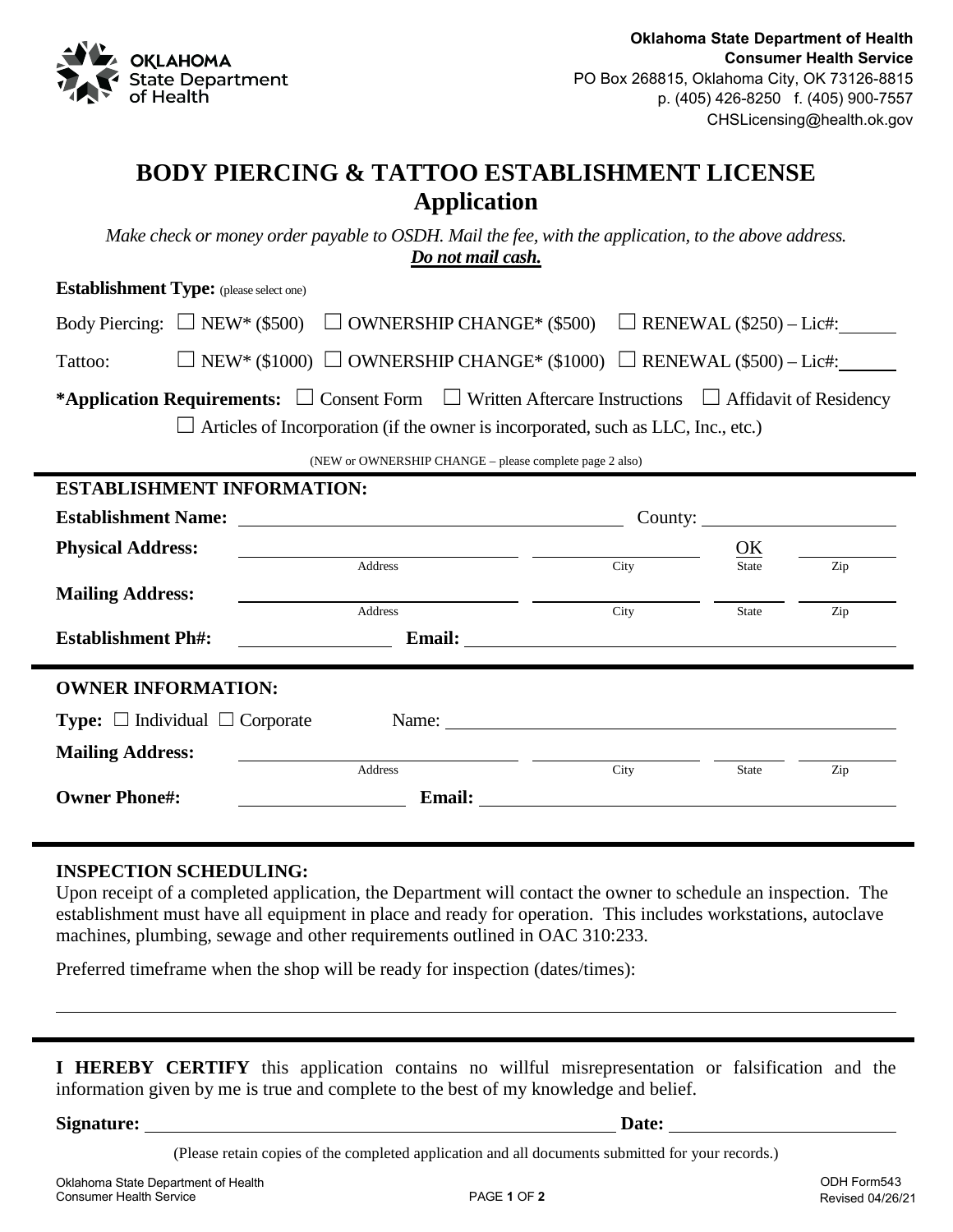Oklahoma State Department of Health

**Oklahoma State Department of Health**
**Consumer Health Service**
PO Box 268815, Oklahoma City, OK 73126-8815
p. (405) 426-8250 f. (405) 900-7557
CHSLicensing@health.ok.gov

# BODY PIERCING & TATTOO ESTABLISHMENT LICENSE
## Application

*Make check or money order payable to OSDH. Mail the fee, with the application, to the above address.* ***Do not mail cash.***

**Establishment Type:** (please select one)

Body Piercing: ☐ NEW* ($500) ☐ OWNERSHIP CHANGE* ($500) ☐ RENEWAL ($250) – Lic#: ______

Tattoo: ☐ NEW* ($1000) ☐ OWNERSHIP CHANGE* ($1000) ☐ RENEWAL ($500) – Lic#: ______

***Application Requirements:** ☐ Consent Form ☐ Written Aftercare Instructions ☐ Affidavit of Residency
☐ Articles of Incorporation (if the owner is incorporated, such as LLC, Inc., etc.)

(NEW or OWNERSHIP CHANGE – please complete page 2 also)

### ESTABLISHMENT INFORMATION:

**Establishment Name:** ______________________ County: ______________

**Physical Address:** ______________ (Address) ______________ (City) OK (State) ______ (Zip)

**Mailing Address:** ______________ (Address) ______________ (City) ______ (State) ______ (Zip)

**Establishment Ph#:** ______________ **Email:** ______________________

### OWNER INFORMATION:

**Type:** ☐ Individual ☐ Corporate Name: ______________________

**Mailing Address:** ______________ (Address) ______________ (City) ______ (State) ______ (Zip)

**Owner Phone#:** ______________ **Email:** ______________________

### INSPECTION SCHEDULING:

Upon receipt of a completed application, the Department will contact the owner to schedule an inspection. The establishment must have all equipment in place and ready for operation. This includes workstations, autoclave machines, plumbing, sewage and other requirements outlined in OAC 310:233.

Preferred timeframe when the shop will be ready for inspection (dates/times):

______________________________________________

**I HEREBY CERTIFY** this application contains no willful misrepresentation or falsification and the information given by me is true and complete to the best of my knowledge and belief.

**Signature:** ______________________ **Date:** ______________

(Please retain copies of the completed application and all documents submitted for your records.)

ODH Form543
Revised 04/26/21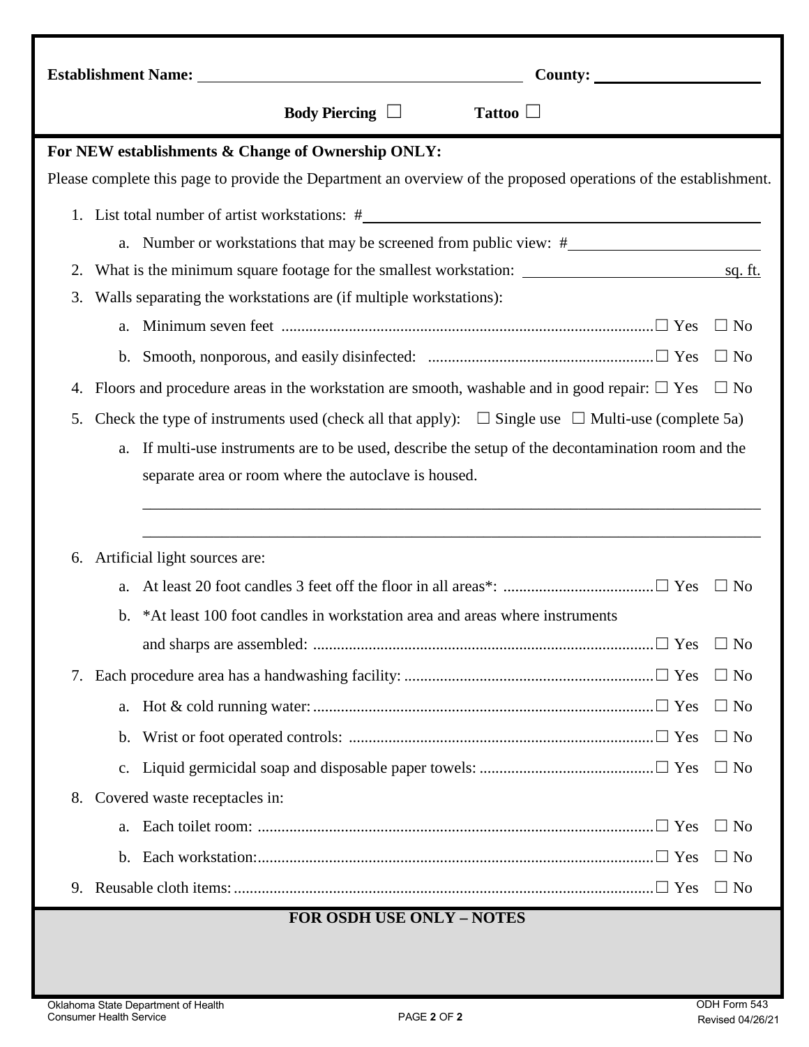**Establishment Name:** ______________________________ **County:** ____________________

**Body Piercing** ☐ **Tattoo** ☐

**For NEW establishments & Change of Ownership ONLY:**

Please complete this page to provide the Department an overview of the proposed operations of the establishment.

1. List total number of artist workstations: #____________________
   a. Number or workstations that may be screened from public view: #____________________
2. What is the minimum square footage for the smallest workstation: ____________________ sq. ft.
3. Walls separating the workstations are (if multiple workstations):
   a. Minimum seven feet ........................................ ☐ Yes ☐ No
   b. Smooth, nonporous, and easily disinfected: ........................................ ☐ Yes ☐ No
4. Floors and procedure areas in the workstation are smooth, washable and in good repair: ☐ Yes ☐ No
5. Check the type of instruments used (check all that apply): ☐ Single use ☐ Multi-use (complete 5a)
   a. If multi-use instruments are to be used, describe the setup of the decontamination room and the separate area or room where the autoclave is housed.

      ________________________________________________________________________

      ________________________________________________________________________
6. Artificial light sources are:
   a. At least 20 foot candles 3 feet off the floor in all areas*: ........................................ ☐ Yes ☐ No
   b. *At least 100 foot candles in workstation area and areas where instruments and sharps are assembled: ........................................ ☐ Yes ☐ No
7. Each procedure area has a handwashing facility: ........................................ ☐ Yes ☐ No
   a. Hot & cold running water: ........................................ ☐ Yes ☐ No
   b. Wrist or foot operated controls: ........................................ ☐ Yes ☐ No
   c. Liquid germicidal soap and disposable paper towels: ........................................ ☐ Yes ☐ No
8. Covered waste receptacles in:
   a. Each toilet room: ........................................ ☐ Yes ☐ No
   b. Each workstation: ........................................ ☐ Yes ☐ No
9. Reusable cloth items: ........................................ ☐ Yes ☐ No

**FOR OSDH USE ONLY – NOTES**

Oklahoma State Department of Health
Consumer Health Service

ODH Form 543
Revised 04/26/21